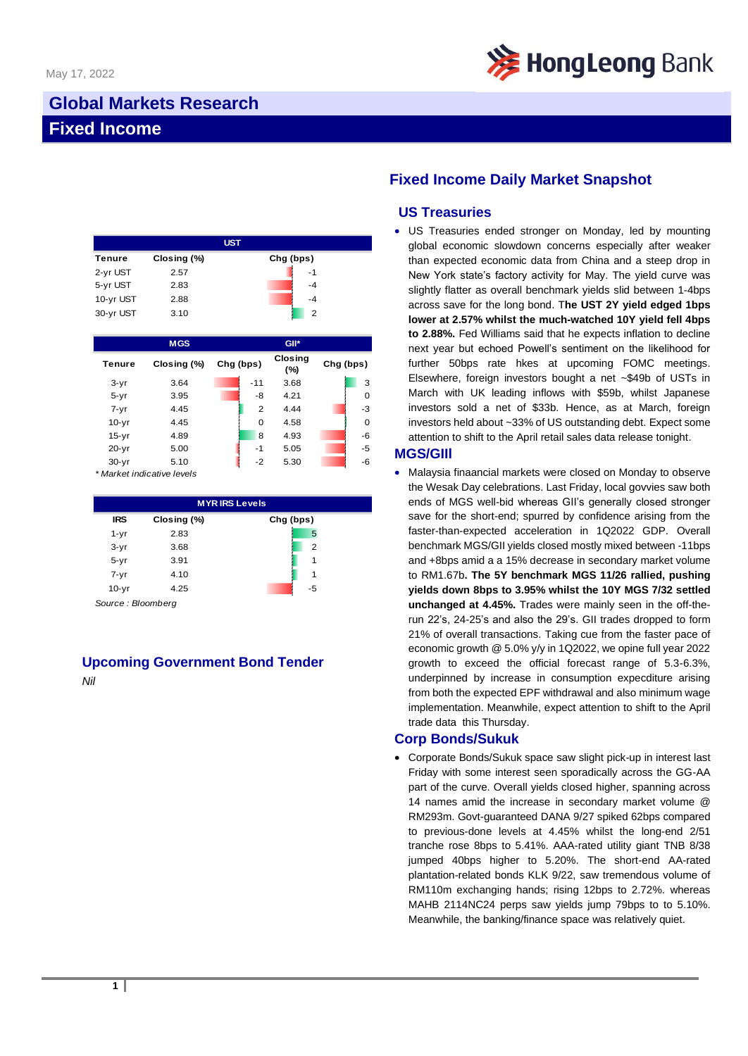May 17, 2022

# Global Markets Research

# Fixed Income

| UST | | |
|---|---|---|
| Tenure | Closing (%) | Chg (bps) |
| 2-yr UST | 2.57 | -1 |
| 5-yr UST | 2.83 | -4 |
| 10-yr UST | 2.88 | -4 |
| 30-yr UST | 3.10 | 2 |

| | MGS | | GII* | |
|---|---|---|---|---|
| Tenure | Closing (%) | Chg (bps) | Closing (%) | Chg (bps) |
| 3-yr | 3.64 | -11 | 3.68 | 3 |
| 5-yr | 3.95 | -8 | 4.21 | 0 |
| 7-yr | 4.45 | 2 | 4.44 | -3 |
| 10-yr | 4.45 | 0 | 4.58 | 0 |
| 15-yr | 4.89 | 8 | 4.93 | -6 |
| 20-yr | 5.00 | -1 | 5.05 | -5 |
| 30-yr | 5.10 | -2 | 5.30 | -6 |

*\* Market indicative levels*

| MYR IRS Levels | | |
|---|---|---|
| IRS | Closing (%) | Chg (bps) |
| 1-yr | 2.83 | 5 |
| 3-yr | 3.68 | 2 |
| 5-yr | 3.91 | 1 |
| 7-yr | 4.10 | 1 |
| 10-yr | 4.25 | -5 |

*Source : Bloomberg*

## Upcoming Government Bond Tender

*Nil*

## Fixed Income Daily Market Snapshot

### US Treasuries

- US Treasuries ended stronger on Monday, led by mounting global economic slowdown concerns especially after weaker than expected economic data from China and a steep drop in New York state's factory activity for May. The yield curve was slightly flatter as overall benchmark yields slid between 1-4bps across save for the long bond. T**he UST 2Y yield edged 1bps lower at 2.57% whilst the much-watched 10Y yield fell 4bps to 2.88%.** Fed Williams said that he expects inflation to decline next year but echoed Powell's sentiment on the likelihood for further 50bps rate hkes at upcoming FOMC meetings. Elsewhere, foreign investors bought a net ~$49b of USTs in March with UK leading inflows with $59b, whilst Japanese investors sold a net of $33b. Hence, as at March, foreign investors held about ~33% of US outstanding debt. Expect some attention to shift to the April retail sales data release tonight.

### MGS/GIII

- Malaysia fianancial markets were closed on Monday to observe the Wesak Day celebrations. Last Friday, local govvies saw both ends of MGS well-bid whereas GII's generally closed stronger save for the short-end; spurred by confidence arising from the faster-than-expected acceleration in 1Q2022 GDP. Overall benchmark MGS/GII yields closed mostly mixed between -11bps and +8bps amid a a 15% decrease in secondary market volume to RM1.67b**. The 5Y benchmark MGS 11/26 rallied, pushing yields down 8bps to 3.95% whilst the 10Y MGS 7/32 settled unchanged at 4.45%.** Trades were mainly seen in the off-the-run 22's, 24-25's and also the 29's. GII trades dropped to form 21% of overall transactions. Taking cue from the faster pace of economic growth @ 5.0% y/y in 1Q2022, we opine full year 2022 growth to exceed the official forecast range of 5.3-6.3%, underpinned by increase in consumption expecditure arising from both the expected EPF withdrawal and also minimum wage implementation. Meanwhile, expect attention to shift to the April trade data this Thursday.

### Corp Bonds/Sukuk

- Corporate Bonds/Sukuk space saw slight pick-up in interest last Friday with some interest seen sporadically across the GG-AA part of the curve. Overall yields closed higher, spanning across 14 names amid the increase in secondary market volume @ RM293m. Govt-guaranteed DANA 9/27 spiked 62bps compared to previous-done levels at 4.45% whilst the long-end 2/51 tranche rose 8bps to 5.41%. AAA-rated utility giant TNB 8/38 jumped 40bps higher to 5.20%. The short-end AA-rated plantation-related bonds KLK 9/22, saw tremendous volume of RM110m exchanging hands; rising 12bps to 2.72%. whereas MAHB 2114NC24 perps saw yields jump 79bps to to 5.10%. Meanwhile, the banking/finance space was relatively quiet.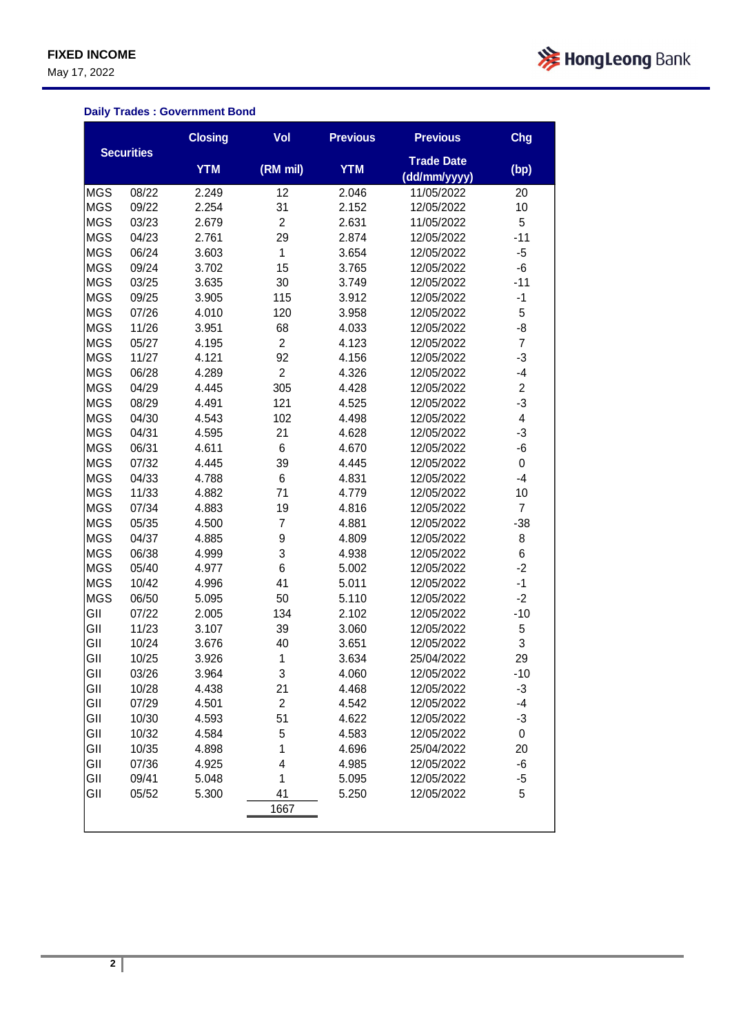## Daily Trades : Government Bond

| Securities | | Closing YTM | Vol (RM mil) | Previous YTM | Previous Trade Date (dd/mm/yyyy) | Chg (bp) |
|---|---|---|---|---|---|---|
| MGS | 08/22 | 2.249 | 12 | 2.046 | 11/05/2022 | 20 |
| MGS | 09/22 | 2.254 | 31 | 2.152 | 12/05/2022 | 10 |
| MGS | 03/23 | 2.679 | 2 | 2.631 | 11/05/2022 | 5 |
| MGS | 04/23 | 2.761 | 29 | 2.874 | 12/05/2022 | -11 |
| MGS | 06/24 | 3.603 | 1 | 3.654 | 12/05/2022 | -5 |
| MGS | 09/24 | 3.702 | 15 | 3.765 | 12/05/2022 | -6 |
| MGS | 03/25 | 3.635 | 30 | 3.749 | 12/05/2022 | -11 |
| MGS | 09/25 | 3.905 | 115 | 3.912 | 12/05/2022 | -1 |
| MGS | 07/26 | 4.010 | 120 | 3.958 | 12/05/2022 | 5 |
| MGS | 11/26 | 3.951 | 68 | 4.033 | 12/05/2022 | -8 |
| MGS | 05/27 | 4.195 | 2 | 4.123 | 12/05/2022 | 7 |
| MGS | 11/27 | 4.121 | 92 | 4.156 | 12/05/2022 | -3 |
| MGS | 06/28 | 4.289 | 2 | 4.326 | 12/05/2022 | -4 |
| MGS | 04/29 | 4.445 | 305 | 4.428 | 12/05/2022 | 2 |
| MGS | 08/29 | 4.491 | 121 | 4.525 | 12/05/2022 | -3 |
| MGS | 04/30 | 4.543 | 102 | 4.498 | 12/05/2022 | 4 |
| MGS | 04/31 | 4.595 | 21 | 4.628 | 12/05/2022 | -3 |
| MGS | 06/31 | 4.611 | 6 | 4.670 | 12/05/2022 | -6 |
| MGS | 07/32 | 4.445 | 39 | 4.445 | 12/05/2022 | 0 |
| MGS | 04/33 | 4.788 | 6 | 4.831 | 12/05/2022 | -4 |
| MGS | 11/33 | 4.882 | 71 | 4.779 | 12/05/2022 | 10 |
| MGS | 07/34 | 4.883 | 19 | 4.816 | 12/05/2022 | 7 |
| MGS | 05/35 | 4.500 | 7 | 4.881 | 12/05/2022 | -38 |
| MGS | 04/37 | 4.885 | 9 | 4.809 | 12/05/2022 | 8 |
| MGS | 06/38 | 4.999 | 3 | 4.938 | 12/05/2022 | 6 |
| MGS | 05/40 | 4.977 | 6 | 5.002 | 12/05/2022 | -2 |
| MGS | 10/42 | 4.996 | 41 | 5.011 | 12/05/2022 | -1 |
| MGS | 06/50 | 5.095 | 50 | 5.110 | 12/05/2022 | -2 |
| GII | 07/22 | 2.005 | 134 | 2.102 | 12/05/2022 | -10 |
| GII | 11/23 | 3.107 | 39 | 3.060 | 12/05/2022 | 5 |
| GII | 10/24 | 3.676 | 40 | 3.651 | 12/05/2022 | 3 |
| GII | 10/25 | 3.926 | 1 | 3.634 | 25/04/2022 | 29 |
| GII | 03/26 | 3.964 | 3 | 4.060 | 12/05/2022 | -10 |
| GII | 10/28 | 4.438 | 21 | 4.468 | 12/05/2022 | -3 |
| GII | 07/29 | 4.501 | 2 | 4.542 | 12/05/2022 | -4 |
| GII | 10/30 | 4.593 | 51 | 4.622 | 12/05/2022 | -3 |
| GII | 10/32 | 4.584 | 5 | 4.583 | 12/05/2022 | 0 |
| GII | 10/35 | 4.898 | 1 | 4.696 | 25/04/2022 | 20 |
| GII | 07/36 | 4.925 | 4 | 4.985 | 12/05/2022 | -6 |
| GII | 09/41 | 5.048 | 1 | 5.095 | 12/05/2022 | -5 |
| GII | 05/52 | 5.300 | 41 | 5.250 | 12/05/2022 | 5 |
| | | | 1667 | | | |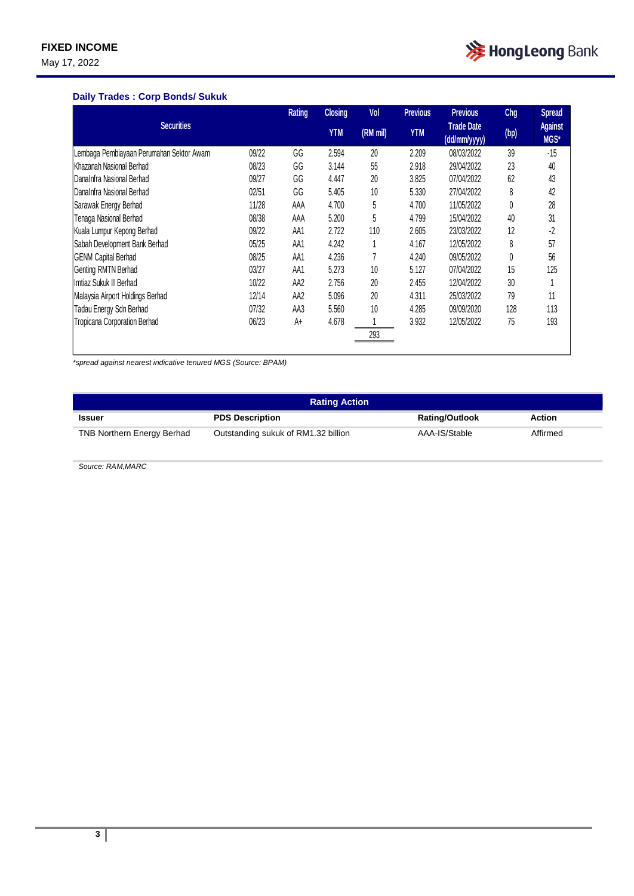### Daily Trades : Corp Bonds/ Sukuk

| Securities | | Rating | Closing YTM | Vol (RM mil) | Previous YTM | Previous Trade Date (dd/mm/yyyy) | Chg (bp) | Spread Against MGS* |
|---|---|---|---|---|---|---|---|---|
| Lembaga Pembiayaan Perumahan Sektor Awam | 09/22 | GG | 2.594 | 20 | 2.209 | 08/03/2022 | 39 | -15 |
| Khazanah Nasional Berhad | 08/23 | GG | 3.144 | 55 | 2.918 | 29/04/2022 | 23 | 40 |
| DanaInfra Nasional Berhad | 09/27 | GG | 4.447 | 20 | 3.825 | 07/04/2022 | 62 | 43 |
| DanaInfra Nasional Berhad | 02/51 | GG | 5.405 | 10 | 5.330 | 27/04/2022 | 8 | 42 |
| Sarawak Energy Berhad | 11/28 | AAA | 4.700 | 5 | 4.700 | 11/05/2022 | 0 | 28 |
| Tenaga Nasional Berhad | 08/38 | AAA | 5.200 | 5 | 4.799 | 15/04/2022 | 40 | 31 |
| Kuala Lumpur Kepong Berhad | 09/22 | AA1 | 2.722 | 110 | 2.605 | 23/03/2022 | 12 | -2 |
| Sabah Development Bank Berhad | 05/25 | AA1 | 4.242 | 1 | 4.167 | 12/05/2022 | 8 | 57 |
| GENM Capital Berhad | 08/25 | AA1 | 4.236 | 7 | 4.240 | 09/05/2022 | 0 | 56 |
| Genting RMTN Berhad | 03/27 | AA1 | 5.273 | 10 | 5.127 | 07/04/2022 | 15 | 125 |
| Imtiaz Sukuk II Berhad | 10/22 | AA2 | 2.756 | 20 | 2.455 | 12/04/2022 | 30 | 1 |
| Malaysia Airport Holdings Berhad | 12/14 | AA2 | 5.096 | 20 | 4.311 | 25/03/2022 | 79 | 11 |
| Tadau Energy Sdn Berhad | 07/32 | AA3 | 5.560 | 10 | 4.285 | 09/09/2020 | 128 | 113 |
| Tropicana Corporation Berhad | 06/23 | A+ | 4.678 | 1 | 3.932 | 12/05/2022 | 75 | 193 |
| | | | | 293 | | | | |

*\*spread against nearest indicative tenured MGS (Source: BPAM)*

| Rating Action | | | |
|---|---|---|---|
| **Issuer** | **PDS Description** | **Rating/Outlook** | **Action** |
| TNB Northern Energy Berhad | Outstanding sukuk of RM1.32 billion | AAA-IS/Stable | Affirmed |

*Source: RAM,MARC*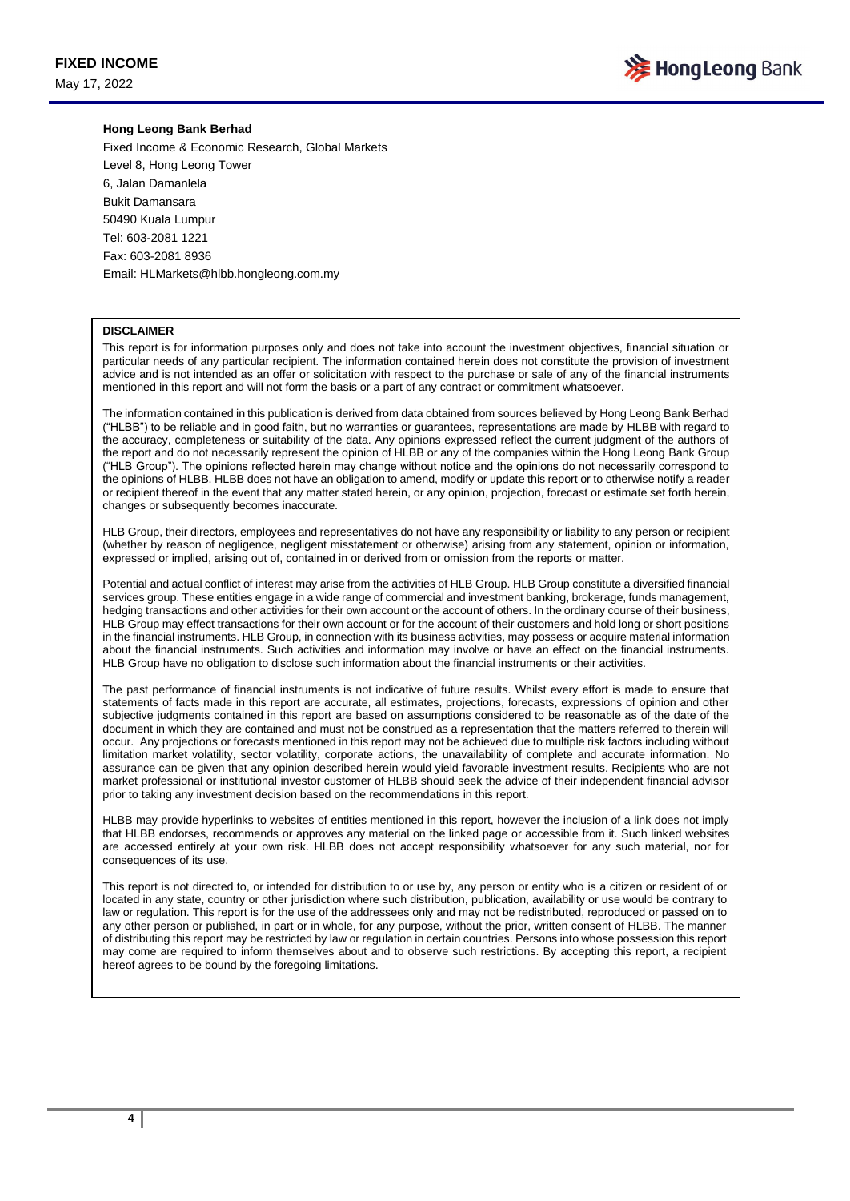**Hong Leong Bank Berhad**

Fixed Income & Economic Research, Global Markets
Level 8, Hong Leong Tower
6, Jalan Damanlela
Bukit Damansara
50490 Kuala Lumpur
Tel: 603-2081 1221
Fax: 603-2081 8936
Email: HLMarkets@hlbb.hongleong.com.my

**DISCLAIMER**

This report is for information purposes only and does not take into account the investment objectives, financial situation or particular needs of any particular recipient. The information contained herein does not constitute the provision of investment advice and is not intended as an offer or solicitation with respect to the purchase or sale of any of the financial instruments mentioned in this report and will not form the basis or a part of any contract or commitment whatsoever.

The information contained in this publication is derived from data obtained from sources believed by Hong Leong Bank Berhad ("HLBB") to be reliable and in good faith, but no warranties or guarantees, representations are made by HLBB with regard to the accuracy, completeness or suitability of the data. Any opinions expressed reflect the current judgment of the authors of the report and do not necessarily represent the opinion of HLBB or any of the companies within the Hong Leong Bank Group ("HLB Group"). The opinions reflected herein may change without notice and the opinions do not necessarily correspond to the opinions of HLBB. HLBB does not have an obligation to amend, modify or update this report or to otherwise notify a reader or recipient thereof in the event that any matter stated herein, or any opinion, projection, forecast or estimate set forth herein, changes or subsequently becomes inaccurate.

HLB Group, their directors, employees and representatives do not have any responsibility or liability to any person or recipient (whether by reason of negligence, negligent misstatement or otherwise) arising from any statement, opinion or information, expressed or implied, arising out of, contained in or derived from or omission from the reports or matter.

Potential and actual conflict of interest may arise from the activities of HLB Group. HLB Group constitute a diversified financial services group. These entities engage in a wide range of commercial and investment banking, brokerage, funds management, hedging transactions and other activities for their own account or the account of others. In the ordinary course of their business, HLB Group may effect transactions for their own account or for the account of their customers and hold long or short positions in the financial instruments. HLB Group, in connection with its business activities, may possess or acquire material information about the financial instruments. Such activities and information may involve or have an effect on the financial instruments. HLB Group have no obligation to disclose such information about the financial instruments or their activities.

The past performance of financial instruments is not indicative of future results. Whilst every effort is made to ensure that statements of facts made in this report are accurate, all estimates, projections, forecasts, expressions of opinion and other subjective judgments contained in this report are based on assumptions considered to be reasonable as of the date of the document in which they are contained and must not be construed as a representation that the matters referred to therein will occur. Any projections or forecasts mentioned in this report may not be achieved due to multiple risk factors including without limitation market volatility, sector volatility, corporate actions, the unavailability of complete and accurate information. No assurance can be given that any opinion described herein would yield favorable investment results. Recipients who are not market professional or institutional investor customer of HLBB should seek the advice of their independent financial advisor prior to taking any investment decision based on the recommendations in this report.

HLBB may provide hyperlinks to websites of entities mentioned in this report, however the inclusion of a link does not imply that HLBB endorses, recommends or approves any material on the linked page or accessible from it. Such linked websites are accessed entirely at your own risk. HLBB does not accept responsibility whatsoever for any such material, nor for consequences of its use.

This report is not directed to, or intended for distribution to or use by, any person or entity who is a citizen or resident of or located in any state, country or other jurisdiction where such distribution, publication, availability or use would be contrary to law or regulation. This report is for the use of the addressees only and may not be redistributed, reproduced or passed on to any other person or published, in part or in whole, for any purpose, without the prior, written consent of HLBB. The manner of distributing this report may be restricted by law or regulation in certain countries. Persons into whose possession this report may come are required to inform themselves about and to observe such restrictions. By accepting this report, a recipient hereof agrees to be bound by the foregoing limitations.